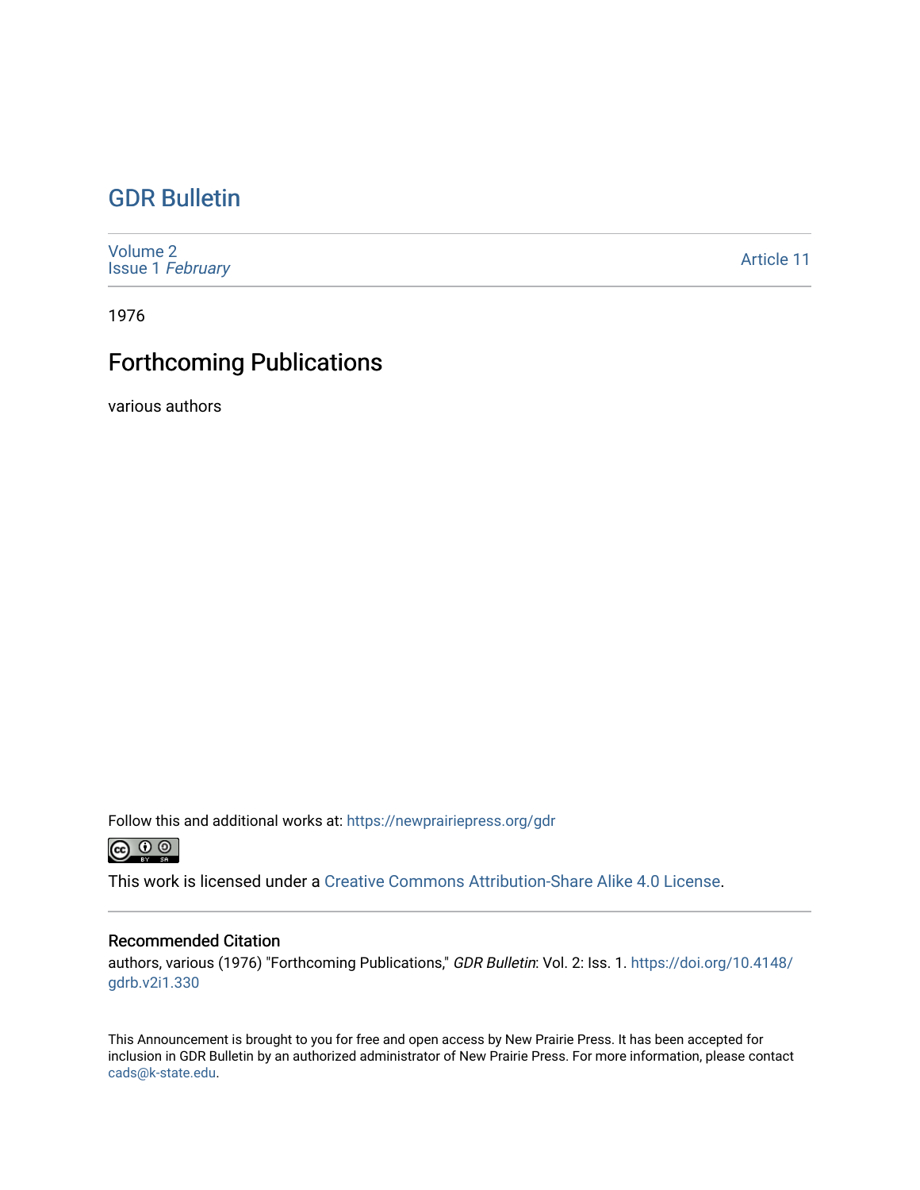# GDR Bulletin

Volume 2
Issue 1 *February*

Article 11

1976

## Forthcoming Publications

various authors

Follow this and additional works at: https://newprairiepress.org/gdr

This work is licensed under a Creative Commons Attribution-Share Alike 4.0 License.

### Recommended Citation

authors, various (1976) "Forthcoming Publications," *GDR Bulletin*: Vol. 2: Iss. 1. https://doi.org/10.4148/gdrb.v2i1.330

This Announcement is brought to you for free and open access by New Prairie Press. It has been accepted for inclusion in GDR Bulletin by an authorized administrator of New Prairie Press. For more information, please contact cads@k-state.edu.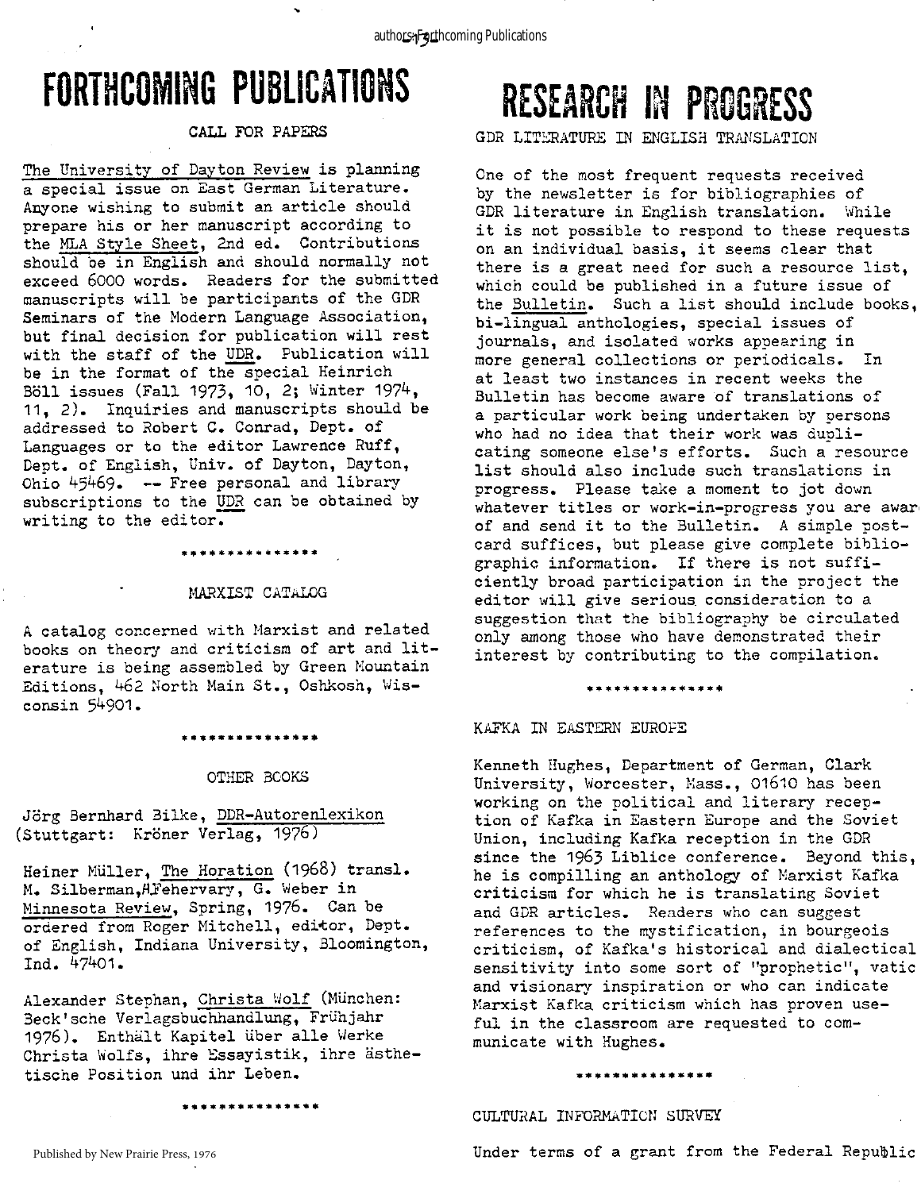# FORTHCOMING PUBLICATIONS

## CALL FOR PAPERS

The University of Dayton Review is planning a special issue on East German Literature. Anyone wishing to submit an article should prepare his or her manuscript according to the MLA Style Sheet, 2nd ed. Contributions should be in English and should normally not exceed 6000 words. Readers for the submitted manuscripts will be participants of the GDR Seminars of the Modern Language Association, but final decision for publication will rest with the staff of the UDR. Publication will be in the format of the special Heinrich Böll issues (Fall 1973, 10, 2; Winter 1974, 11, 2). Inquiries and manuscripts should be addressed to Robert C. Conrad, Dept. of Languages or to the editor Lawrence Ruff, Dept. of English, Univ. of Dayton, Dayton, Ohio 45469. -- Free personal and library subscriptions to the UDR can be obtained by writing to the editor.

***************

## MARXIST CATALOG

A catalog concerned with Marxist and related books on theory and criticism of art and literature is being assembled by Green Mountain Editions, 462 North Main St., Oshkosh, Wisconsin 54901.

***************

## OTHER BOOKS

Jörg Bernhard Bilke, DDR-Autorenlexikon (Stuttgart: Kröner Verlag, 1976)

Heiner Müller, The Horation (1968) transl. M. Silberman, H. Fehervary, G. Weber in Minnesota Review, Spring, 1976. Can be ordered from Roger Mitchell, editor, Dept. of English, Indiana University, Bloomington, Ind. 47401.

Alexander Stephan, Christa Wolf (München: Beck'sche Verlagsbuchhandlung, Frühjahr 1976). Enthält Kapitel über alle Werke Christa Wolfs, ihre Essayistik, ihre ästhetische Position und ihr Leben.

***************

# RESEARCH IN PROGRESS

## GDR LITERATURE IN ENGLISH TRANSLATION

One of the most frequent requests received by the newsletter is for bibliographies of GDR literature in English translation. While it is not possible to respond to these requests on an individual basis, it seems clear that there is a great need for such a resource list, which could be published in a future issue of the Bulletin. Such a list should include books, bi-lingual anthologies, special issues of journals, and isolated works appearing in more general collections or periodicals. In at least two instances in recent weeks the Bulletin has become aware of translations of a particular work being undertaken by persons who had no idea that their work was duplicating someone else's efforts. Such a resource list should also include such translations in progress. Please take a moment to jot down whatever titles or work-in-progress you are aware of and send it to the Bulletin. A simple postcard suffices, but please give complete bibliographic information. If there is not sufficiently broad participation in the project the editor will give serious consideration to a suggestion that the bibliography be circulated only among those who have demonstrated their interest by contributing to the compilation.

***************

## KAFKA IN EASTERN EUROPE

Kenneth Hughes, Department of German, Clark University, Worcester, Mass., 01610 has been working on the political and literary reception of Kafka in Eastern Europe and the Soviet Union, including Kafka reception in the GDR since the 1963 Liblice conference. Beyond this, he is compilling an anthology of Marxist Kafka criticism for which he is translating Soviet and GDR articles. Readers who can suggest references to the mystification, in bourgeois criticism, of Kafka's historical and dialectical sensitivity into some sort of "prophetic", vatic and visionary inspiration or who can indicate Marxist Kafka criticism which has proven useful in the classroom are requested to communicate with Hughes.

***************

## CULTURAL INFORMATION SURVEY

Under terms of a grant from the Federal Republic